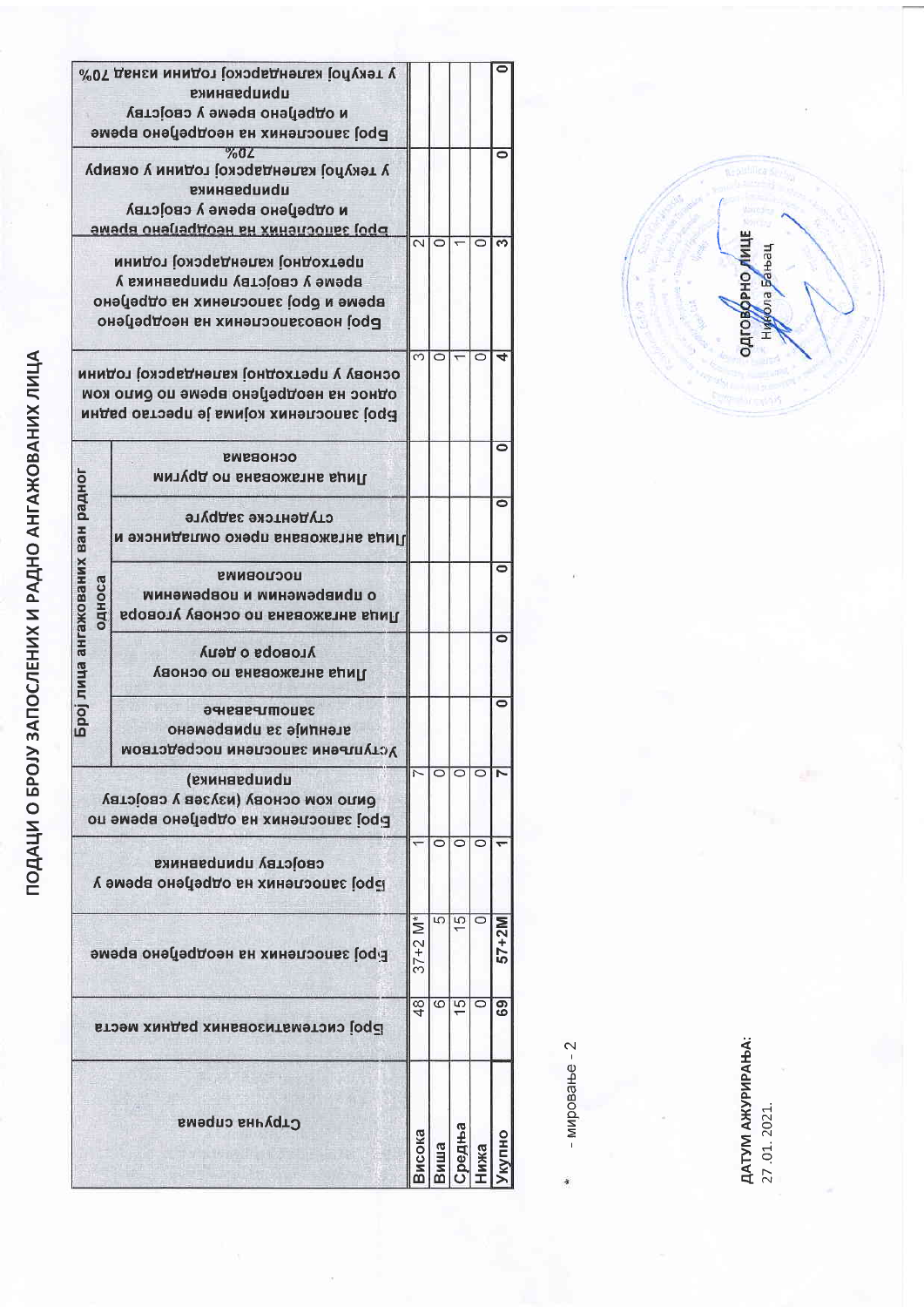# ПОДАЦИ О БРОЈУ ЗАПОСЛЕНИХ И РАДНО АНГАЖОВАНИХ ЛИЦА

| Стручна спрема | Број систематизованих радних места | Број запослених на неодређено време | Број запослених на одређено време у својству приправника | Број запослених на одређено време по било ком основу (изузев у својству приправника) | Број лица ангажованих ван радног односа | | | | | Број запослених којима је престао радни однос на неодређено време по било ком основу у претходној календарској години | Број новозапослених на неодређено време и број запослених на одређено време у својству приправника у претходној календарској години | Број запослених на неодређено време и одређено време у својству приприправника у текућој календарској години у оквиру 70% | Број запослених на неодређено време и одређено време у својству приправника у текућој календарској години изнад 70% |
|---|---|---|---|---|---|---|---|---|---|---|---|---|---|
| | | | | | Уступљени запослени посредством агенције за привремено запошљавање | Лица ангажована по основу уговора о делу | Лица ангажована по основу уговора о привременим и повременим пословима | Лица ангажована преко омладинске и студентске задруге | Лица ангажована по другим основама | | | | |
| Висока | 48 | 37+2 М* | 1 | 7 | | | | | | 3 | 2 | | |
| Виша | 6 | 5 | 0 | 0 | | | | | | 0 | 0 | | |
| Средња | 15 | 15 | 0 | 0 | | | | | | 1 | 1 | | |
| Нижа | 0 | 0 | 0 | 0 | | | | | | 0 | 0 | | |
| Укупно | 69 | 57+2М | 1 | 7 | 0 | 0 | 0 | 0 | 0 | 4 | 3 | 0 | 0 |

\* - мировање - 2

**ДАТУМ АЖУРИРАЊА:**
27. 01. 2021.

**ОДГОВОРНО ЛИЦЕ**
Никола Бањац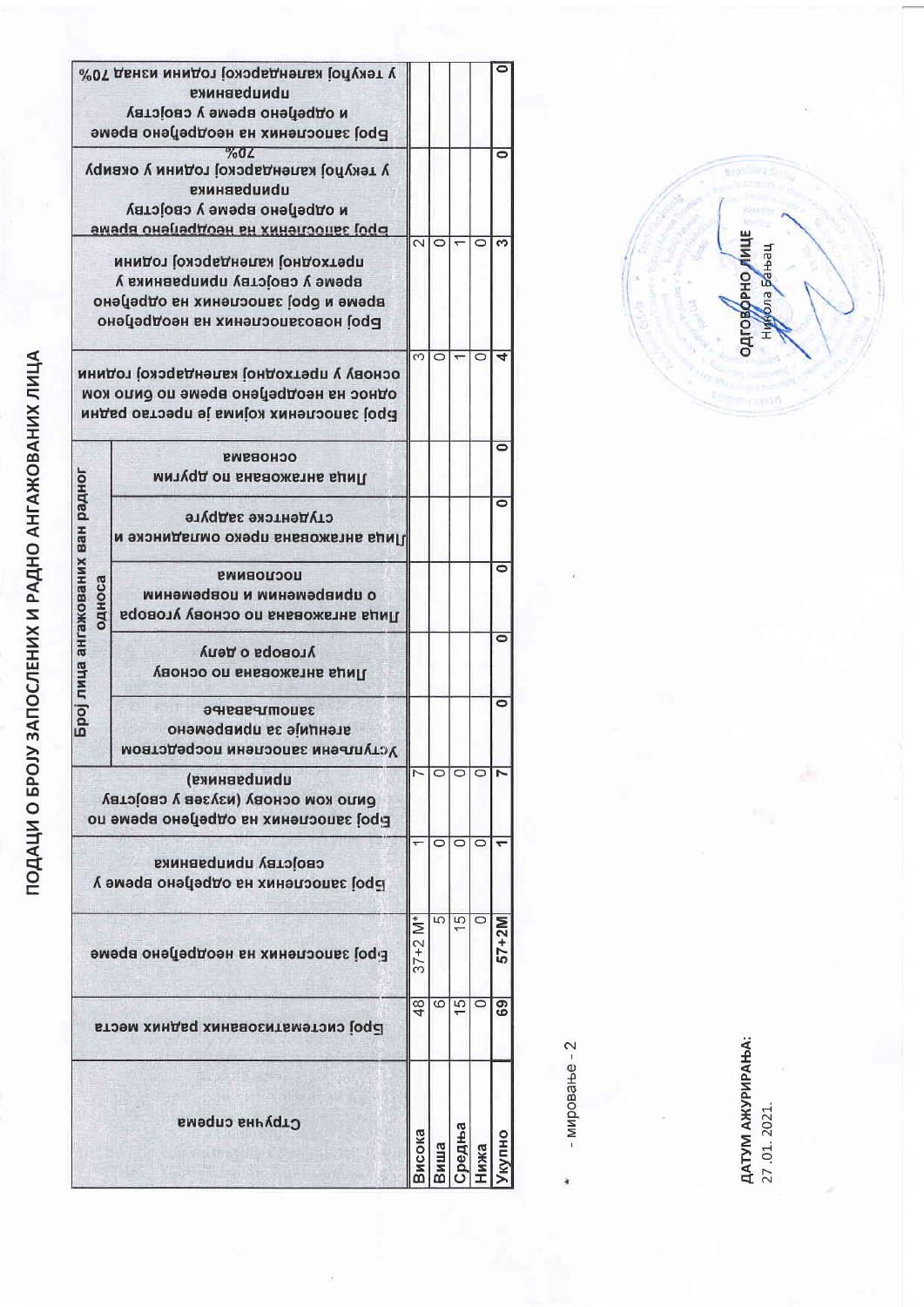# ПОДАЦИ О БРОЈУ ЗАПОСЛЕНИХ И РАДНО АНГАЖОВАНИХ ЛИЦА

| Стручна спрема | Број систематизованих радних места | Број запослених на неодређено време | Број запослених на одређено време у својству приправника | Број запослених на одређено време по било ком основу (изузев у својству приправника) | Број лица ангажованих ван радног односа | | | | | Број запослених којима је престао радни однос на неодређено време по било ком основу у претходној календарској години | Број новозапослених на неодређено време и број запослених на одређено време у својству приправника у претходној календарској години | Број запослених на неодређено време и одређено време у својству приправника у текућој календарској години у оквиру 70% | Број запослених на неодређено време и одређено време у својству приправника у текућој календарској години изнад 70% |
|---|---|---|---|---|---|---|---|---|---|---|---|---|---|
| | | | | | Уступљени запослени посредством агенције за привремено запошљавање | Лица ангажована по основу уговора о делу | Лица ангажована по основу уговора о привременим и повременим пословима | Лица ангажована преко омладинске и студентске задруге | Лица ангажована по другим основама | | | | |
| Висока | 48 | 37+2 М* | 1 | 7 | | | | | | 3 | 2 | | |
| Виша | 6 | 5 | 0 | 0 | | | | | | 0 | 0 | | |
| Средња | 15 | 15 | 0 | 0 | | | | | | 1 | 1 | | |
| Нижа | 0 | 0 | 0 | 0 | | | | | | 0 | 0 | | |
| Укупно | 69 | 57+2М | 1 | 7 | 0 | 0 | 0 | 0 | 0 | 4 | 3 | 0 | 0 |

\* - мировање - 2

**ДАТУМ АЖУРИРАЊА:**
27.01.2021.

**ОДГОВОРНО ЛИЦЕ**
Никола Бањац